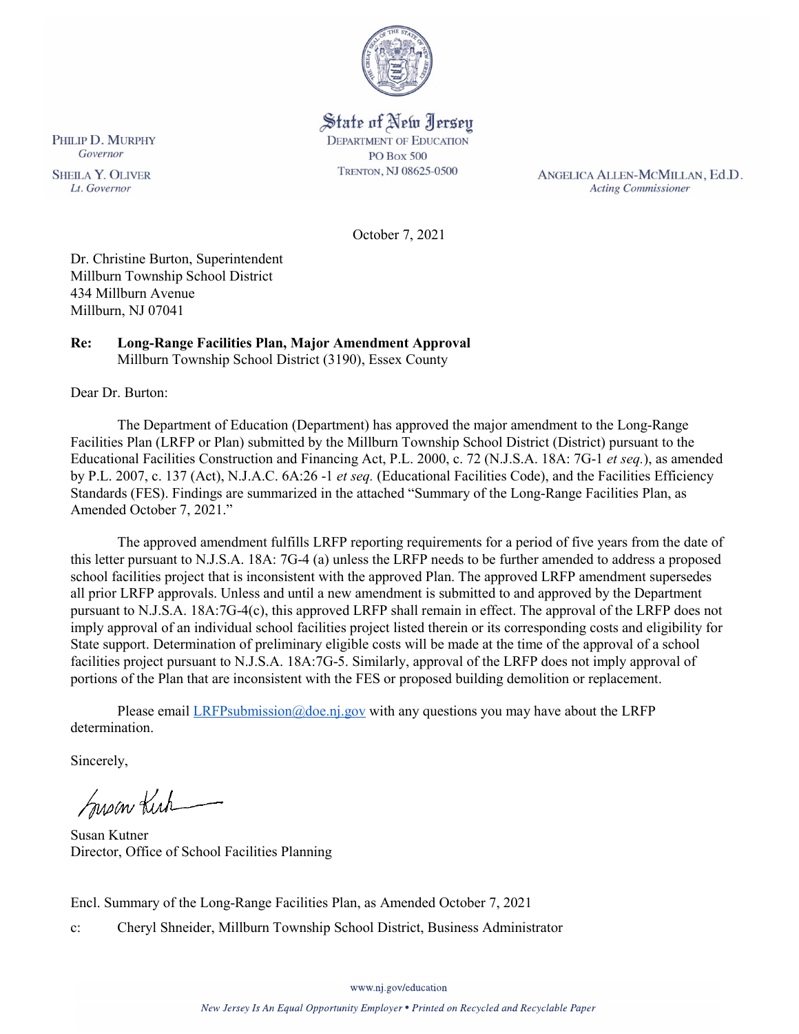State of New Jersey
DEPARTMENT OF EDUCATION
PO Box 500
TRENTON, NJ 08625-0500

PHILIP D. MURPHY
*Governor*

SHEILA Y. OLIVER
*Lt. Governor*

ANGELICA ALLEN-MCMILLAN, Ed.D.
*Acting Commissioner*

October 7, 2021

Dr. Christine Burton, Superintendent
Millburn Township School District
434 Millburn Avenue
Millburn, NJ 07041

**Re: Long-Range Facilities Plan, Major Amendment Approval**
Millburn Township School District (3190), Essex County

Dear Dr. Burton:

The Department of Education (Department) has approved the major amendment to the Long-Range Facilities Plan (LRFP or Plan) submitted by the Millburn Township School District (District) pursuant to the Educational Facilities Construction and Financing Act, P.L. 2000, c. 72 (N.J.S.A. 18A: 7G-1 *et seq.*), as amended by P.L. 2007, c. 137 (Act), N.J.A.C. 6A:26 -1 *et seq.* (Educational Facilities Code), and the Facilities Efficiency Standards (FES). Findings are summarized in the attached "Summary of the Long-Range Facilities Plan, as Amended October 7, 2021."

The approved amendment fulfills LRFP reporting requirements for a period of five years from the date of this letter pursuant to N.J.S.A. 18A: 7G-4 (a) unless the LRFP needs to be further amended to address a proposed school facilities project that is inconsistent with the approved Plan. The approved LRFP amendment supersedes all prior LRFP approvals. Unless and until a new amendment is submitted to and approved by the Department pursuant to N.J.S.A. 18A:7G-4(c), this approved LRFP shall remain in effect. The approval of the LRFP does not imply approval of an individual school facilities project listed therein or its corresponding costs and eligibility for State support. Determination of preliminary eligible costs will be made at the time of the approval of a school facilities project pursuant to N.J.S.A. 18A:7G-5. Similarly, approval of the LRFP does not imply approval of portions of the Plan that are inconsistent with the FES or proposed building demolition or replacement.

Please email LRFPsubmission@doe.nj.gov with any questions you may have about the LRFP determination.

Sincerely,

Susan Kutner
Director, Office of School Facilities Planning

Encl. Summary of the Long-Range Facilities Plan, as Amended October 7, 2021

c: Cheryl Shneider, Millburn Township School District, Business Administrator

www.nj.gov/education

*New Jersey Is An Equal Opportunity Employer • Printed on Recycled and Recyclable Paper*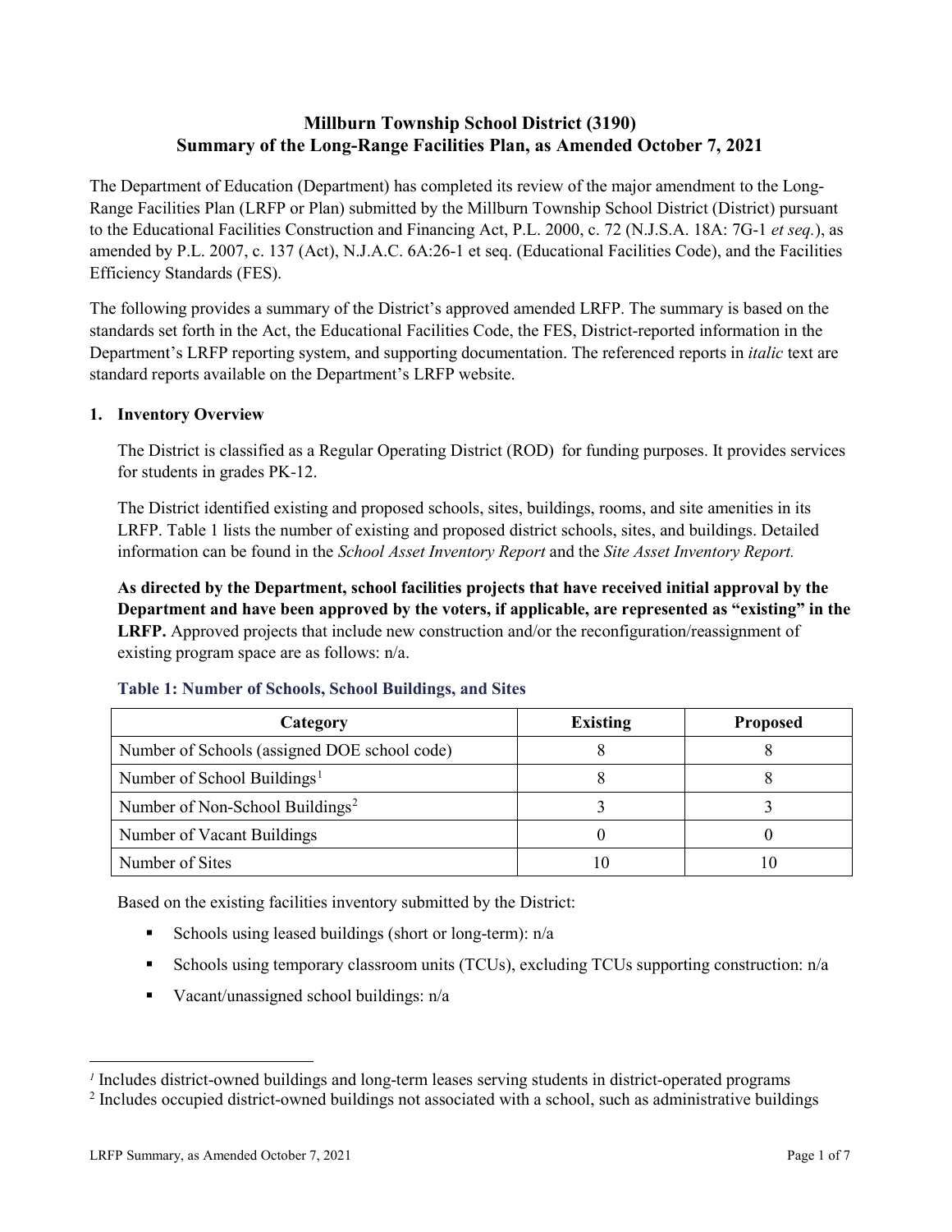# Millburn Township School District (3190)
# Summary of the Long-Range Facilities Plan, as Amended October 7, 2021

The Department of Education (Department) has completed its review of the major amendment to the Long-Range Facilities Plan (LRFP or Plan) submitted by the Millburn Township School District (District) pursuant to the Educational Facilities Construction and Financing Act, P.L. 2000, c. 72 (N.J.S.A. 18A: 7G-1 *et seq.*), as amended by P.L. 2007, c. 137 (Act), N.J.A.C. 6A:26-1 et seq. (Educational Facilities Code), and the Facilities Efficiency Standards (FES).

The following provides a summary of the District's approved amended LRFP. The summary is based on the standards set forth in the Act, the Educational Facilities Code, the FES, District-reported information in the Department's LRFP reporting system, and supporting documentation. The referenced reports in *italic* text are standard reports available on the Department's LRFP website.

## 1. Inventory Overview

The District is classified as a Regular Operating District (ROD) for funding purposes. It provides services for students in grades PK-12.

The District identified existing and proposed schools, sites, buildings, rooms, and site amenities in its LRFP. Table 1 lists the number of existing and proposed district schools, sites, and buildings. Detailed information can be found in the *School Asset Inventory Report* and the *Site Asset Inventory Report.*

**As directed by the Department, school facilities projects that have received initial approval by the Department and have been approved by the voters, if applicable, are represented as "existing" in the LRFP.** Approved projects that include new construction and/or the reconfiguration/reassignment of existing program space are as follows: n/a.

**Table 1: Number of Schools, School Buildings, and Sites**

| Category | Existing | Proposed |
|---|---|---|
| Number of Schools (assigned DOE school code) | 8 | 8 |
| Number of School Buildings[1] | 8 | 8 |
| Number of Non-School Buildings[2] | 3 | 3 |
| Number of Vacant Buildings | 0 | 0 |
| Number of Sites | 10 | 10 |

Based on the existing facilities inventory submitted by the District:

- Schools using leased buildings (short or long-term): n/a
- Schools using temporary classroom units (TCUs), excluding TCUs supporting construction: n/a
- Vacant/unassigned school buildings: n/a

[1] Includes district-owned buildings and long-term leases serving students in district-operated programs

[2] Includes occupied district-owned buildings not associated with a school, such as administrative buildings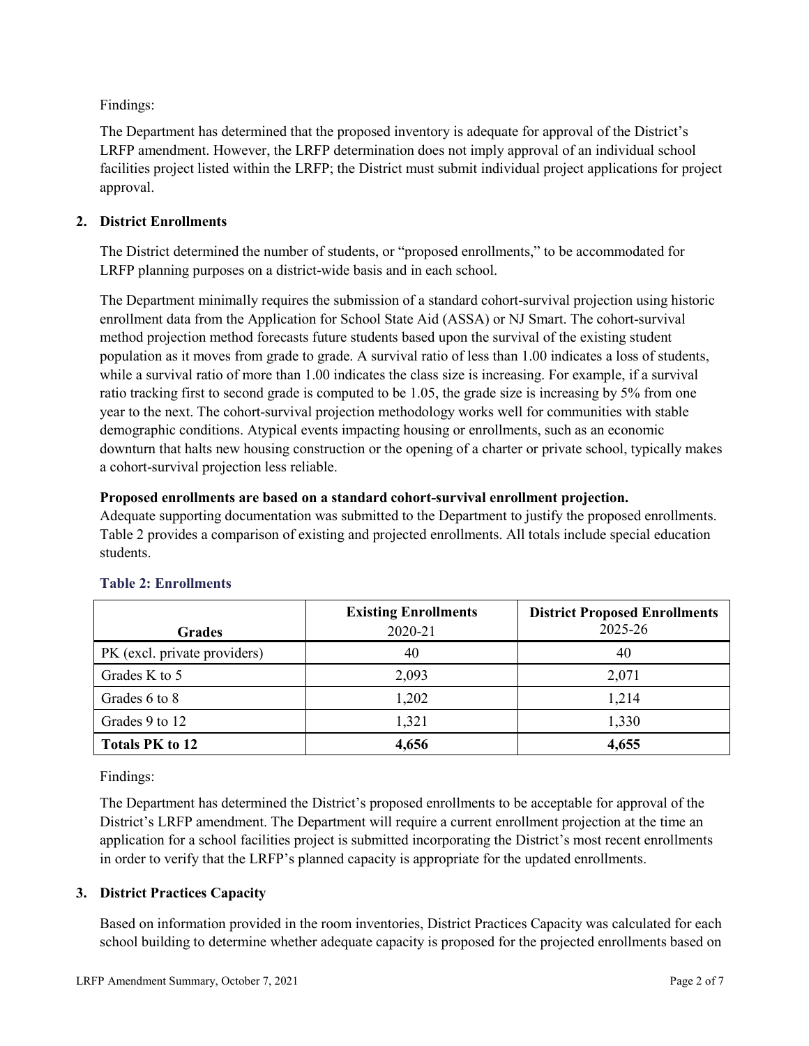Findings:

The Department has determined that the proposed inventory is adequate for approval of the District's LRFP amendment. However, the LRFP determination does not imply approval of an individual school facilities project listed within the LRFP; the District must submit individual project applications for project approval.

## 2. District Enrollments

The District determined the number of students, or "proposed enrollments," to be accommodated for LRFP planning purposes on a district-wide basis and in each school.

The Department minimally requires the submission of a standard cohort-survival projection using historic enrollment data from the Application for School State Aid (ASSA) or NJ Smart. The cohort-survival method projection method forecasts future students based upon the survival of the existing student population as it moves from grade to grade. A survival ratio of less than 1.00 indicates a loss of students, while a survival ratio of more than 1.00 indicates the class size is increasing. For example, if a survival ratio tracking first to second grade is computed to be 1.05, the grade size is increasing by 5% from one year to the next. The cohort-survival projection methodology works well for communities with stable demographic conditions. Atypical events impacting housing or enrollments, such as an economic downturn that halts new housing construction or the opening of a charter or private school, typically makes a cohort-survival projection less reliable.

**Proposed enrollments are based on a standard cohort-survival enrollment projection.**
Adequate supporting documentation was submitted to the Department to justify the proposed enrollments. Table 2 provides a comparison of existing and projected enrollments. All totals include special education students.

### Table 2: Enrollments

| Grades | Existing Enrollments 2020-21 | District Proposed Enrollments 2025-26 |
|---|---|---|
| PK (excl. private providers) | 40 | 40 |
| Grades K to 5 | 2,093 | 2,071 |
| Grades 6 to 8 | 1,202 | 1,214 |
| Grades 9 to 12 | 1,321 | 1,330 |
| **Totals PK to 12** | **4,656** | **4,655** |

Findings:

The Department has determined the District's proposed enrollments to be acceptable for approval of the District's LRFP amendment. The Department will require a current enrollment projection at the time an application for a school facilities project is submitted incorporating the District's most recent enrollments in order to verify that the LRFP's planned capacity is appropriate for the updated enrollments.

## 3. District Practices Capacity

Based on information provided in the room inventories, District Practices Capacity was calculated for each school building to determine whether adequate capacity is proposed for the projected enrollments based on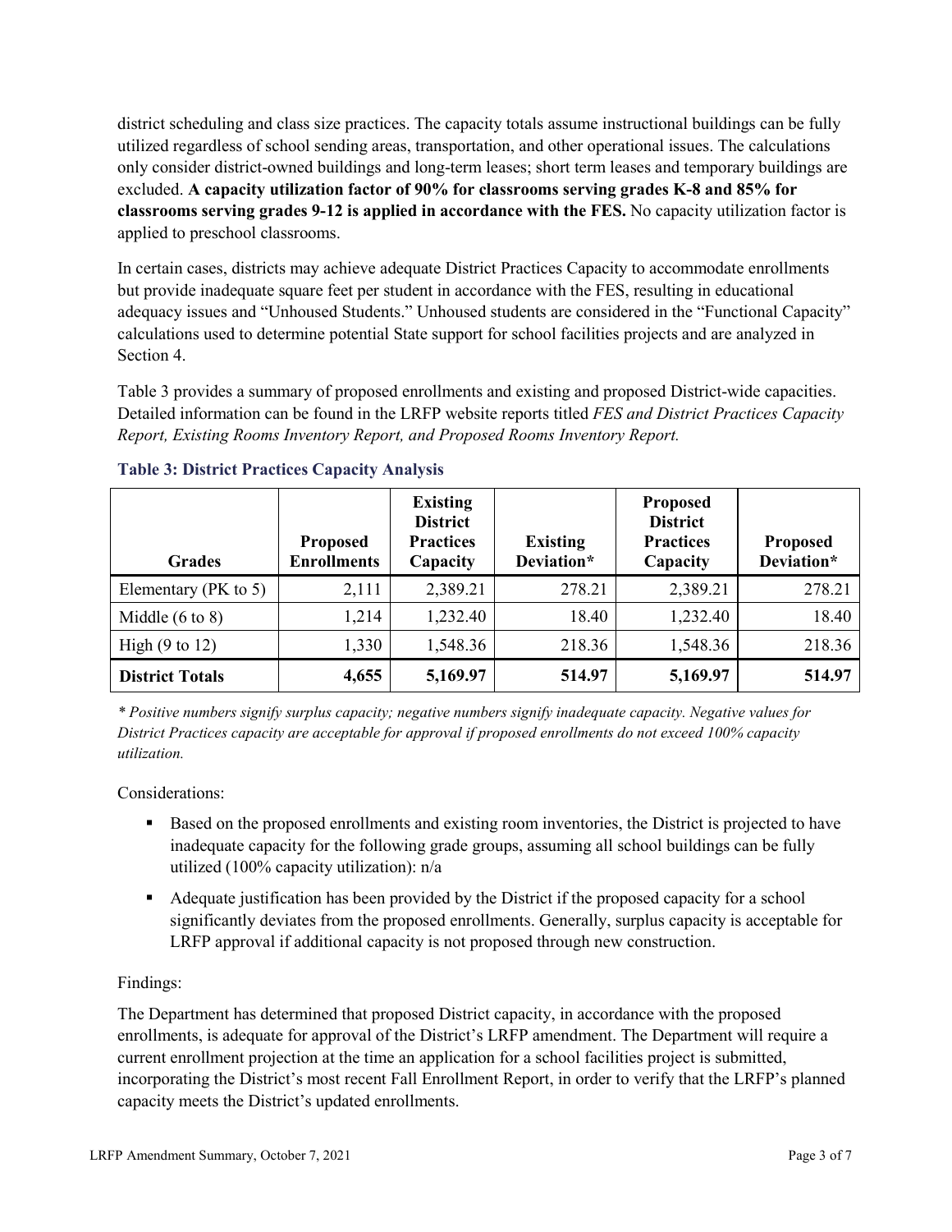district scheduling and class size practices. The capacity totals assume instructional buildings can be fully utilized regardless of school sending areas, transportation, and other operational issues. The calculations only consider district-owned buildings and long-term leases; short term leases and temporary buildings are excluded. **A capacity utilization factor of 90% for classrooms serving grades K-8 and 85% for classrooms serving grades 9-12 is applied in accordance with the FES.** No capacity utilization factor is applied to preschool classrooms.

In certain cases, districts may achieve adequate District Practices Capacity to accommodate enrollments but provide inadequate square feet per student in accordance with the FES, resulting in educational adequacy issues and "Unhoused Students." Unhoused students are considered in the "Functional Capacity" calculations used to determine potential State support for school facilities projects and are analyzed in Section 4.

Table 3 provides a summary of proposed enrollments and existing and proposed District-wide capacities. Detailed information can be found in the LRFP website reports titled *FES and District Practices Capacity Report, Existing Rooms Inventory Report, and Proposed Rooms Inventory Report.*

### Table 3: District Practices Capacity Analysis

| Grades | Proposed Enrollments | Existing District Practices Capacity | Existing Deviation* | Proposed District Practices Capacity | Proposed Deviation* |
|---|---|---|---|---|---|
| Elementary (PK to 5) | 2,111 | 2,389.21 | 278.21 | 2,389.21 | 278.21 |
| Middle (6 to 8) | 1,214 | 1,232.40 | 18.40 | 1,232.40 | 18.40 |
| High (9 to 12) | 1,330 | 1,548.36 | 218.36 | 1,548.36 | 218.36 |
| **District Totals** | **4,655** | **5,169.97** | **514.97** | **5,169.97** | **514.97** |

*\* Positive numbers signify surplus capacity; negative numbers signify inadequate capacity. Negative values for District Practices capacity are acceptable for approval if proposed enrollments do not exceed 100% capacity utilization.*

Considerations:

- Based on the proposed enrollments and existing room inventories, the District is projected to have inadequate capacity for the following grade groups, assuming all school buildings can be fully utilized (100% capacity utilization): n/a
- Adequate justification has been provided by the District if the proposed capacity for a school significantly deviates from the proposed enrollments. Generally, surplus capacity is acceptable for LRFP approval if additional capacity is not proposed through new construction.

Findings:

The Department has determined that proposed District capacity, in accordance with the proposed enrollments, is adequate for approval of the District's LRFP amendment. The Department will require a current enrollment projection at the time an application for a school facilities project is submitted, incorporating the District's most recent Fall Enrollment Report, in order to verify that the LRFP's planned capacity meets the District's updated enrollments.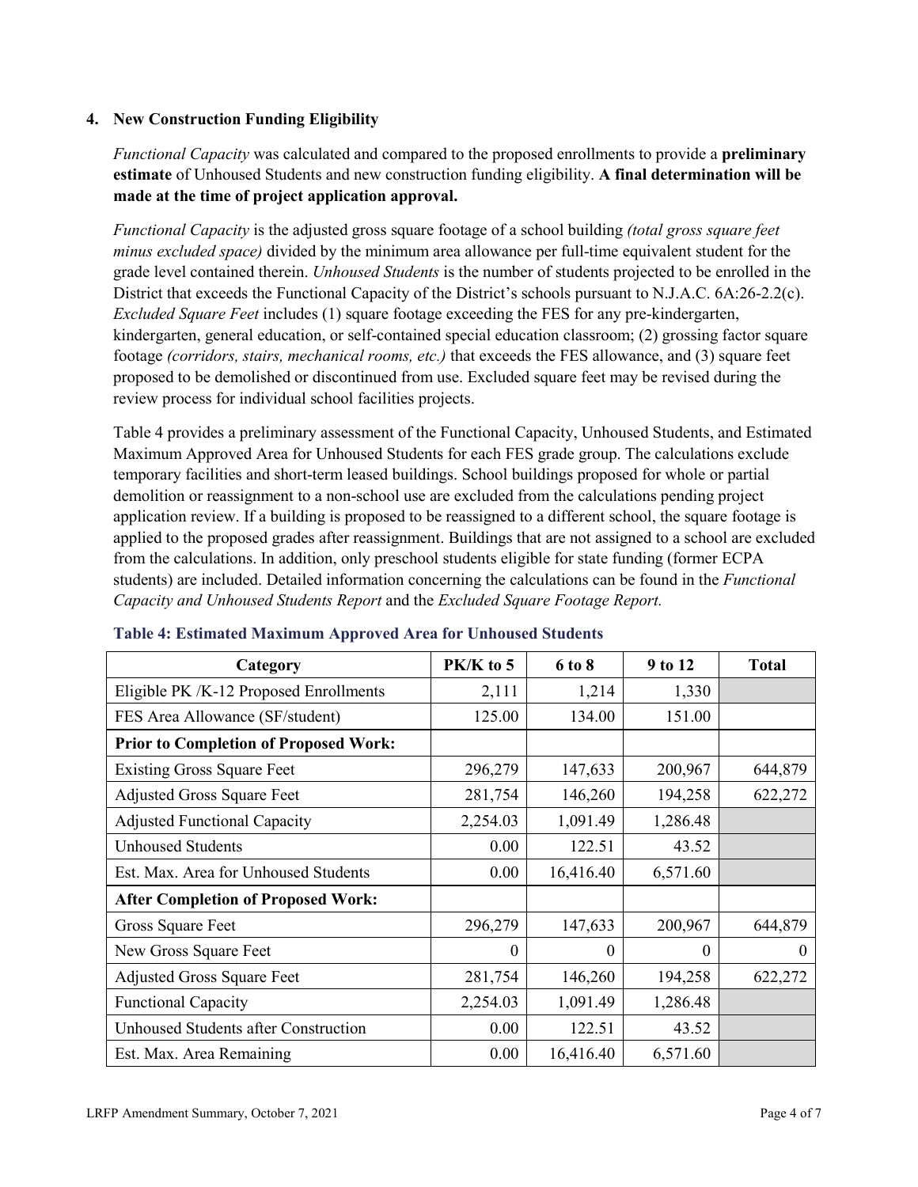## 4. New Construction Funding Eligibility

*Functional Capacity* was calculated and compared to the proposed enrollments to provide a **preliminary estimate** of Unhoused Students and new construction funding eligibility. **A final determination will be made at the time of project application approval.**

*Functional Capacity* is the adjusted gross square footage of a school building *(total gross square feet minus excluded space)* divided by the minimum area allowance per full-time equivalent student for the grade level contained therein. *Unhoused Students* is the number of students projected to be enrolled in the District that exceeds the Functional Capacity of the District's schools pursuant to N.J.A.C. 6A:26-2.2(c). *Excluded Square Feet* includes (1) square footage exceeding the FES for any pre-kindergarten, kindergarten, general education, or self-contained special education classroom; (2) grossing factor square footage *(corridors, stairs, mechanical rooms, etc.)* that exceeds the FES allowance, and (3) square feet proposed to be demolished or discontinued from use. Excluded square feet may be revised during the review process for individual school facilities projects.

Table 4 provides a preliminary assessment of the Functional Capacity, Unhoused Students, and Estimated Maximum Approved Area for Unhoused Students for each FES grade group. The calculations exclude temporary facilities and short-term leased buildings. School buildings proposed for whole or partial demolition or reassignment to a non-school use are excluded from the calculations pending project application review. If a building is proposed to be reassigned to a different school, the square footage is applied to the proposed grades after reassignment. Buildings that are not assigned to a school are excluded from the calculations. In addition, only preschool students eligible for state funding (former ECPA students) are included. Detailed information concerning the calculations can be found in the *Functional Capacity and Unhoused Students Report* and the *Excluded Square Footage Report.*

**Table 4: Estimated Maximum Approved Area for Unhoused Students**

| Category | PK/K to 5 | 6 to 8 | 9 to 12 | Total |
|---|---|---|---|---|
| Eligible PK /K-12 Proposed Enrollments | 2,111 | 1,214 | 1,330 | |
| FES Area Allowance (SF/student) | 125.00 | 134.00 | 151.00 | |
| **Prior to Completion of Proposed Work:** | | | | |
| Existing Gross Square Feet | 296,279 | 147,633 | 200,967 | 644,879 |
| Adjusted Gross Square Feet | 281,754 | 146,260 | 194,258 | 622,272 |
| Adjusted Functional Capacity | 2,254.03 | 1,091.49 | 1,286.48 | |
| Unhoused Students | 0.00 | 122.51 | 43.52 | |
| Est. Max. Area for Unhoused Students | 0.00 | 16,416.40 | 6,571.60 | |
| **After Completion of Proposed Work:** | | | | |
| Gross Square Feet | 296,279 | 147,633 | 200,967 | 644,879 |
| New Gross Square Feet | 0 | 0 | 0 | 0 |
| Adjusted Gross Square Feet | 281,754 | 146,260 | 194,258 | 622,272 |
| Functional Capacity | 2,254.03 | 1,091.49 | 1,286.48 | |
| Unhoused Students after Construction | 0.00 | 122.51 | 43.52 | |
| Est. Max. Area Remaining | 0.00 | 16,416.40 | 6,571.60 | |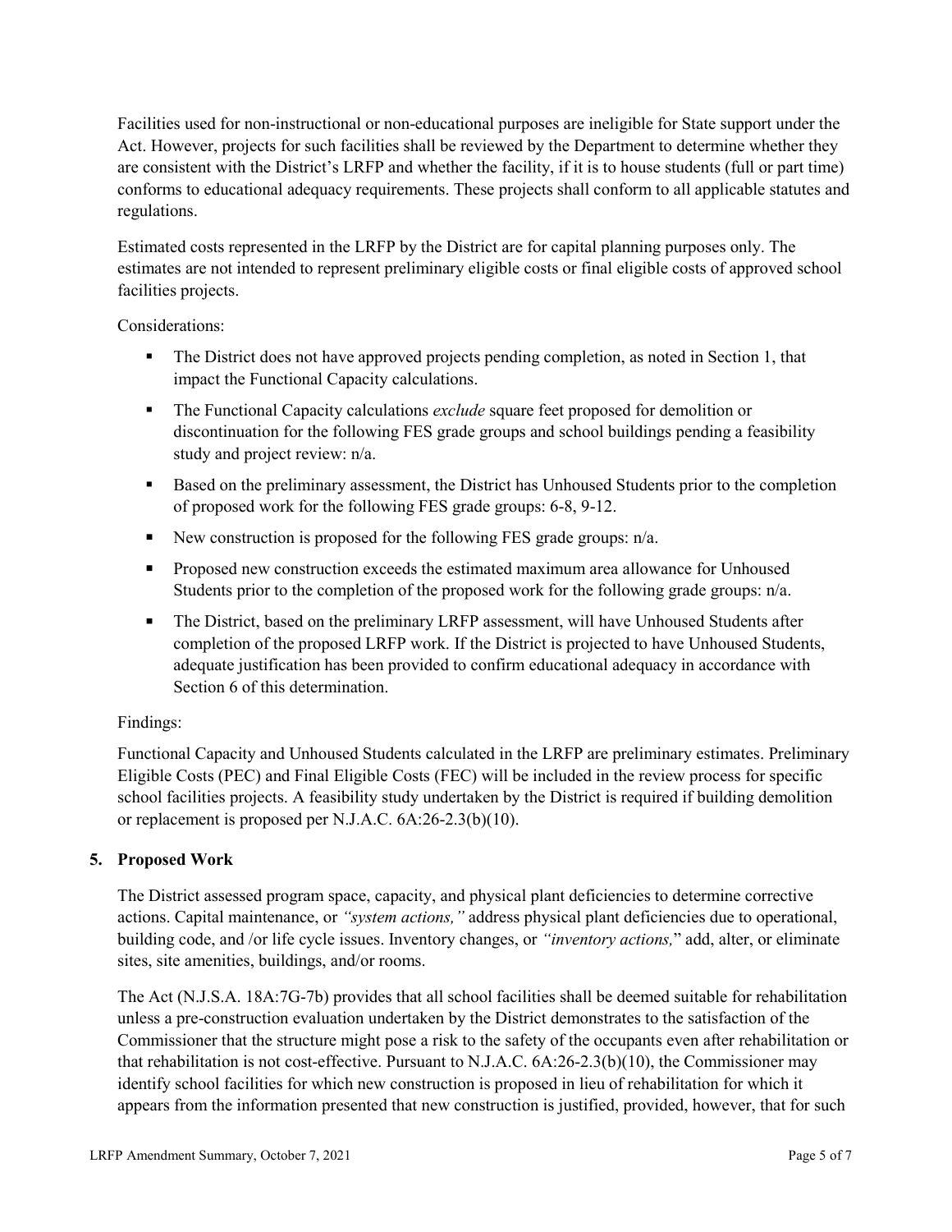Facilities used for non-instructional or non-educational purposes are ineligible for State support under the Act. However, projects for such facilities shall be reviewed by the Department to determine whether they are consistent with the District's LRFP and whether the facility, if it is to house students (full or part time) conforms to educational adequacy requirements. These projects shall conform to all applicable statutes and regulations.

Estimated costs represented in the LRFP by the District are for capital planning purposes only. The estimates are not intended to represent preliminary eligible costs or final eligible costs of approved school facilities projects.

Considerations:

- The District does not have approved projects pending completion, as noted in Section 1, that impact the Functional Capacity calculations.
- The Functional Capacity calculations *exclude* square feet proposed for demolition or discontinuation for the following FES grade groups and school buildings pending a feasibility study and project review: n/a.
- Based on the preliminary assessment, the District has Unhoused Students prior to the completion of proposed work for the following FES grade groups: 6-8, 9-12.
- New construction is proposed for the following FES grade groups: n/a.
- Proposed new construction exceeds the estimated maximum area allowance for Unhoused Students prior to the completion of the proposed work for the following grade groups: n/a.
- The District, based on the preliminary LRFP assessment, will have Unhoused Students after completion of the proposed LRFP work. If the District is projected to have Unhoused Students, adequate justification has been provided to confirm educational adequacy in accordance with Section 6 of this determination.

Findings:

Functional Capacity and Unhoused Students calculated in the LRFP are preliminary estimates. Preliminary Eligible Costs (PEC) and Final Eligible Costs (FEC) will be included in the review process for specific school facilities projects. A feasibility study undertaken by the District is required if building demolition or replacement is proposed per N.J.A.C. 6A:26-2.3(b)(10).

## 5. Proposed Work

The District assessed program space, capacity, and physical plant deficiencies to determine corrective actions. Capital maintenance, or *"system actions,"* address physical plant deficiencies due to operational, building code, and /or life cycle issues. Inventory changes, or *"inventory actions,"* add, alter, or eliminate sites, site amenities, buildings, and/or rooms.

The Act (N.J.S.A. 18A:7G-7b) provides that all school facilities shall be deemed suitable for rehabilitation unless a pre-construction evaluation undertaken by the District demonstrates to the satisfaction of the Commissioner that the structure might pose a risk to the safety of the occupants even after rehabilitation or that rehabilitation is not cost-effective. Pursuant to N.J.A.C. 6A:26-2.3(b)(10), the Commissioner may identify school facilities for which new construction is proposed in lieu of rehabilitation for which it appears from the information presented that new construction is justified, provided, however, that for such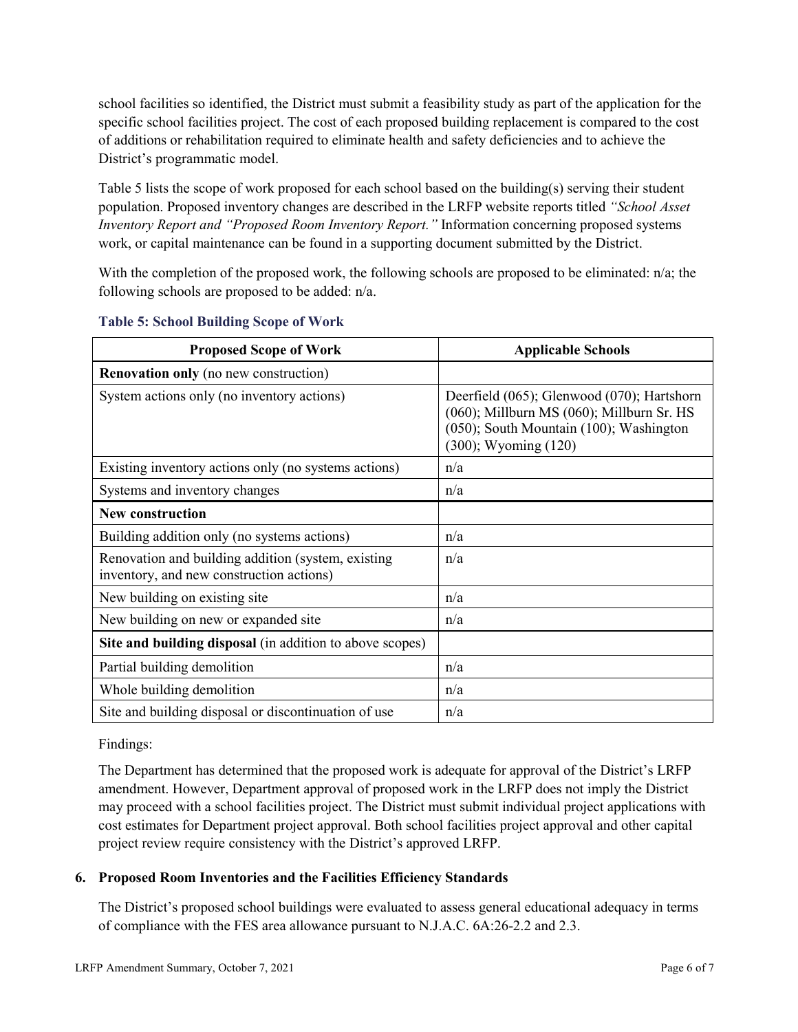school facilities so identified, the District must submit a feasibility study as part of the application for the specific school facilities project. The cost of each proposed building replacement is compared to the cost of additions or rehabilitation required to eliminate health and safety deficiencies and to achieve the District's programmatic model.

Table 5 lists the scope of work proposed for each school based on the building(s) serving their student population. Proposed inventory changes are described in the LRFP website reports titled *"School Asset Inventory Report and "Proposed Room Inventory Report."* Information concerning proposed systems work, or capital maintenance can be found in a supporting document submitted by the District.

With the completion of the proposed work, the following schools are proposed to be eliminated: n/a; the following schools are proposed to be added: n/a.

**Table 5: School Building Scope of Work**

| Proposed Scope of Work | Applicable Schools |
|---|---|
| **Renovation only** (no new construction) | |
| System actions only (no inventory actions) | Deerfield (065); Glenwood (070); Hartshorn (060); Millburn MS (060); Millburn Sr. HS (050); South Mountain (100); Washington (300); Wyoming (120) |
| Existing inventory actions only (no systems actions) | n/a |
| Systems and inventory changes | n/a |
| **New construction** | |
| Building addition only (no systems actions) | n/a |
| Renovation and building addition (system, existing inventory, and new construction actions) | n/a |
| New building on existing site | n/a |
| New building on new or expanded site | n/a |
| **Site and building disposal** (in addition to above scopes) | |
| Partial building demolition | n/a |
| Whole building demolition | n/a |
| Site and building disposal or discontinuation of use | n/a |

Findings:

The Department has determined that the proposed work is adequate for approval of the District's LRFP amendment. However, Department approval of proposed work in the LRFP does not imply the District may proceed with a school facilities project. The District must submit individual project applications with cost estimates for Department project approval. Both school facilities project approval and other capital project review require consistency with the District's approved LRFP.

### 6. Proposed Room Inventories and the Facilities Efficiency Standards

The District's proposed school buildings were evaluated to assess general educational adequacy in terms of compliance with the FES area allowance pursuant to N.J.A.C. 6A:26-2.2 and 2.3.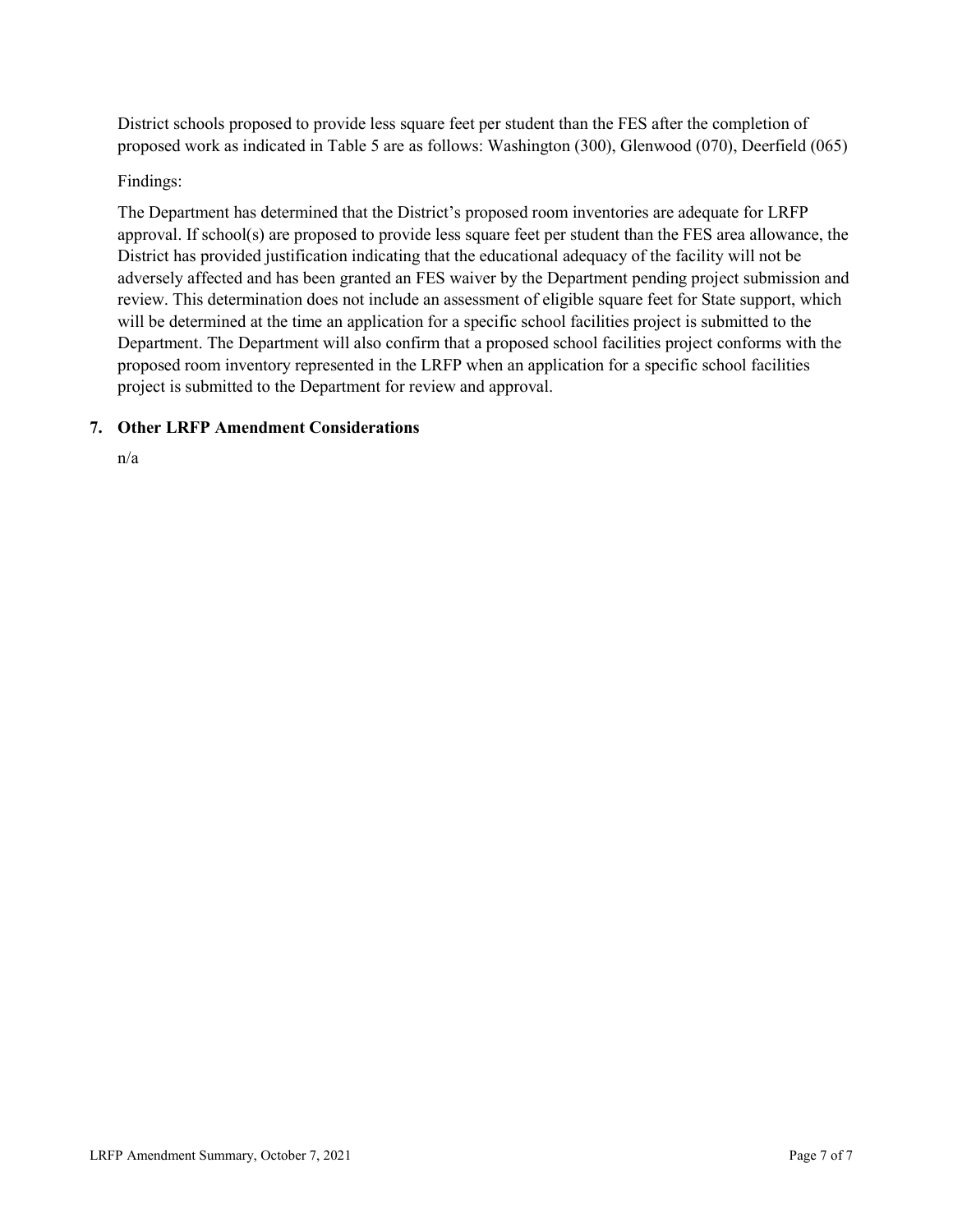District schools proposed to provide less square feet per student than the FES after the completion of proposed work as indicated in Table 5 are as follows: Washington (300), Glenwood (070), Deerfield (065)

Findings:

The Department has determined that the District's proposed room inventories are adequate for LRFP approval. If school(s) are proposed to provide less square feet per student than the FES area allowance, the District has provided justification indicating that the educational adequacy of the facility will not be adversely affected and has been granted an FES waiver by the Department pending project submission and review. This determination does not include an assessment of eligible square feet for State support, which will be determined at the time an application for a specific school facilities project is submitted to the Department. The Department will also confirm that a proposed school facilities project conforms with the proposed room inventory represented in the LRFP when an application for a specific school facilities project is submitted to the Department for review and approval.

## 7. Other LRFP Amendment Considerations

n/a